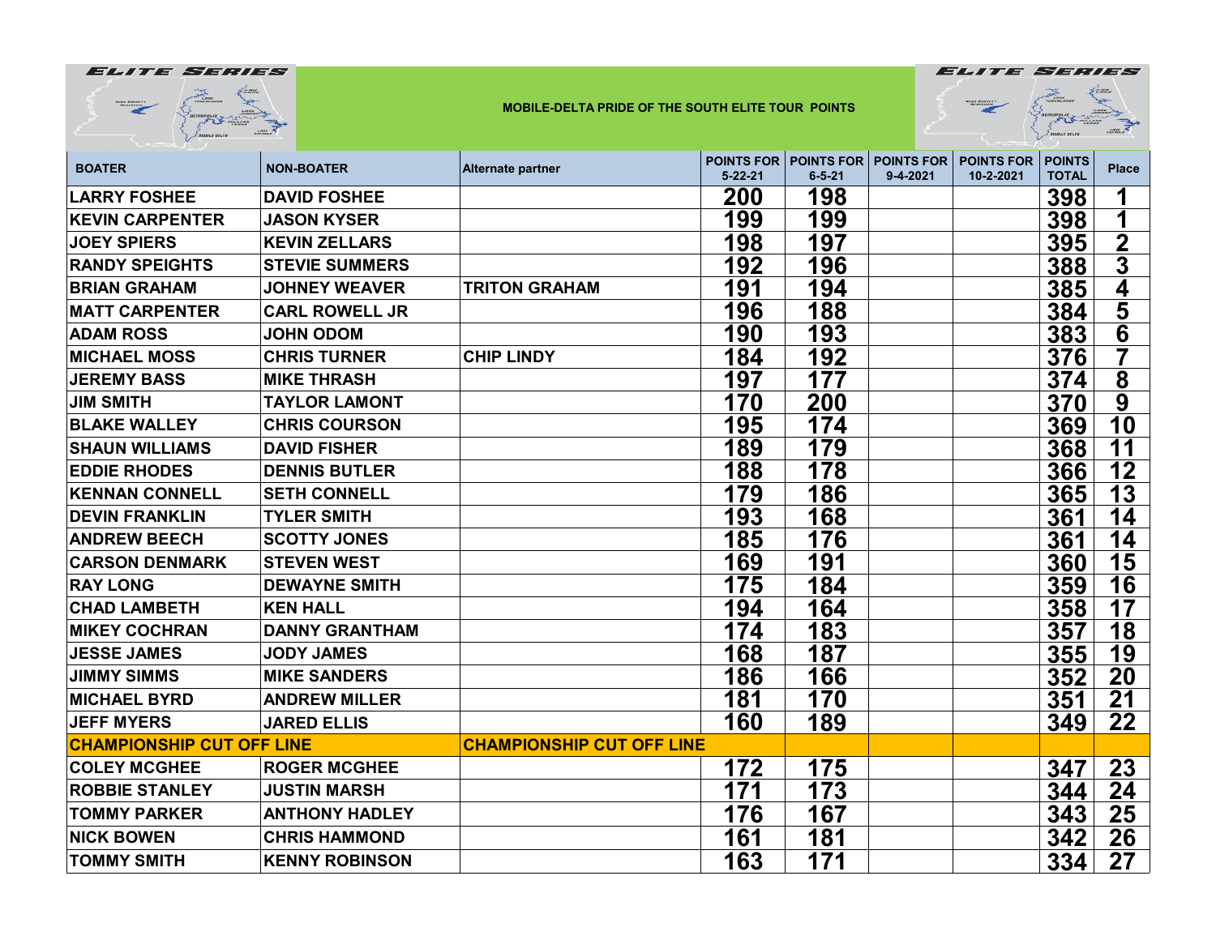MOBILE-DELTA PRIDE OF THE SOUTH ELITE TOUR POINTS

| BOATER | NON-BOATER | Alternate partner | POINTS FOR 5-22-21 | POINTS FOR 6-5-21 | POINTS FOR 9-4-2021 | POINTS FOR 10-2-2021 | POINTS TOTAL | Place |
|---|---|---|---|---|---|---|---|---|
| LARRY FOSHEE | DAVID FOSHEE | | 200 | 198 | | | 398 | 1 |
| KEVIN CARPENTER | JASON KYSER | | 199 | 199 | | | 398 | 1 |
| JOEY SPIERS | KEVIN ZELLARS | | 198 | 197 | | | 395 | 2 |
| RANDY SPEIGHTS | STEVIE SUMMERS | | 192 | 196 | | | 388 | 3 |
| BRIAN GRAHAM | JOHNEY WEAVER | TRITON GRAHAM | 191 | 194 | | | 385 | 4 |
| MATT CARPENTER | CARL ROWELL JR | | 196 | 188 | | | 384 | 5 |
| ADAM ROSS | JOHN ODOM | | 190 | 193 | | | 383 | 6 |
| MICHAEL MOSS | CHRIS TURNER | CHIP LINDY | 184 | 192 | | | 376 | 7 |
| JEREMY BASS | MIKE THRASH | | 197 | 177 | | | 374 | 8 |
| JIM SMITH | TAYLOR LAMONT | | 170 | 200 | | | 370 | 9 |
| BLAKE WALLEY | CHRIS COURSON | | 195 | 174 | | | 369 | 10 |
| SHAUN WILLIAMS | DAVID FISHER | | 189 | 179 | | | 368 | 11 |
| EDDIE RHODES | DENNIS BUTLER | | 188 | 178 | | | 366 | 12 |
| KENNAN CONNELL | SETH CONNELL | | 179 | 186 | | | 365 | 13 |
| DEVIN FRANKLIN | TYLER SMITH | | 193 | 168 | | | 361 | 14 |
| ANDREW BEECH | SCOTTY JONES | | 185 | 176 | | | 361 | 14 |
| CARSON DENMARK | STEVEN WEST | | 169 | 191 | | | 360 | 15 |
| RAY LONG | DEWAYNE SMITH | | 175 | 184 | | | 359 | 16 |
| CHAD LAMBETH | KEN HALL | | 194 | 164 | | | 358 | 17 |
| MIKEY COCHRAN | DANNY GRANTHAM | | 174 | 183 | | | 357 | 18 |
| JESSE JAMES | JODY JAMES | | 168 | 187 | | | 355 | 19 |
| JIMMY SIMMS | MIKE SANDERS | | 186 | 166 | | | 352 | 20 |
| MICHAEL BYRD | ANDREW MILLER | | 181 | 170 | | | 351 | 21 |
| JEFF MYERS | JARED ELLIS | | 160 | 189 | | | 349 | 22 |
| CHAMPIONSHIP CUT OFF LINE | | CHAMPIONSHIP CUT OFF LINE | | | | | | |
| COLEY MCGHEE | ROGER MCGHEE | | 172 | 175 | | | 347 | 23 |
| ROBBIE STANLEY | JUSTIN MARSH | | 171 | 173 | | | 344 | 24 |
| TOMMY PARKER | ANTHONY HADLEY | | 176 | 167 | | | 343 | 25 |
| NICK BOWEN | CHRIS HAMMOND | | 161 | 181 | | | 342 | 26 |
| TOMMY SMITH | KENNY ROBINSON | | 163 | 171 | | | 334 | 27 |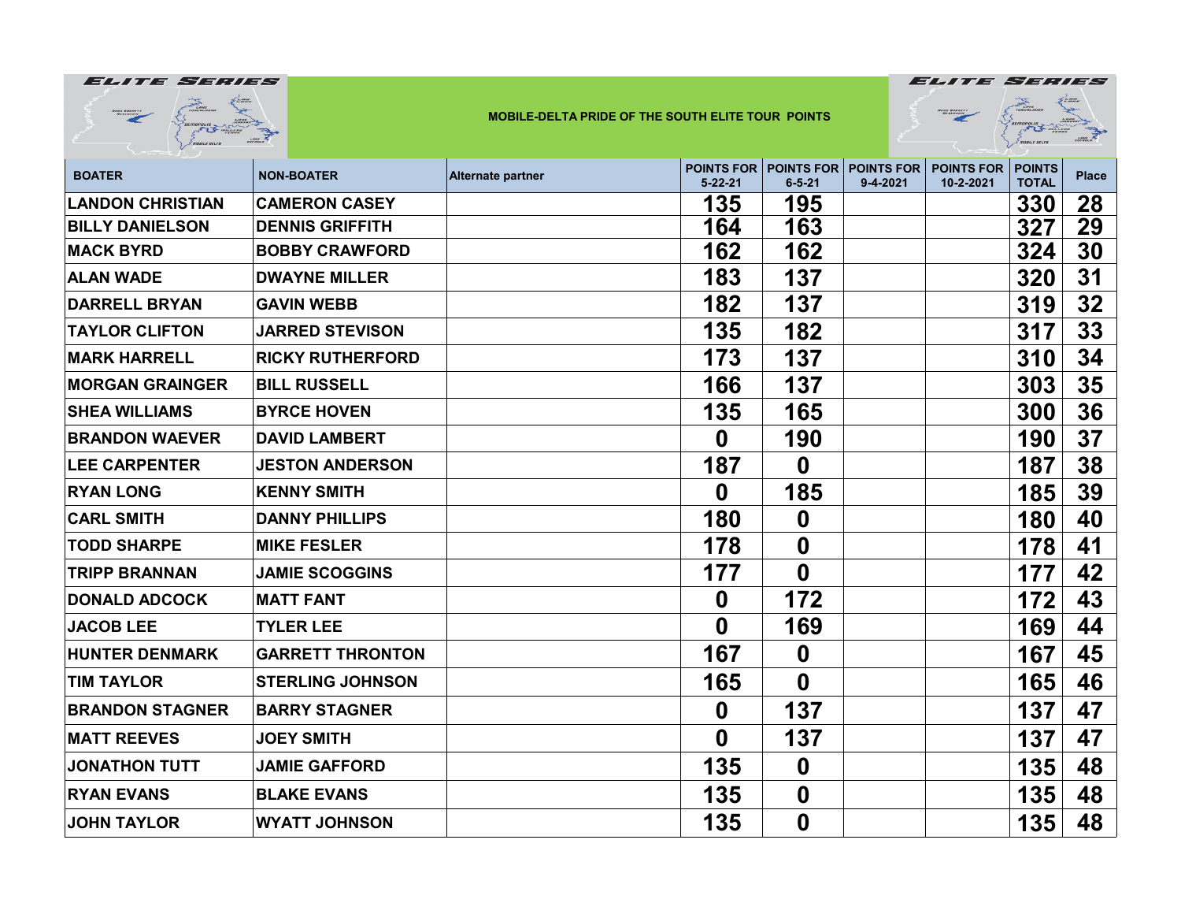**MOBILE-DELTA PRIDE OF THE SOUTH ELITE TOUR POINTS**

| BOATER | NON-BOATER | Alternate partner | POINTS FOR 5-22-21 | POINTS FOR 6-5-21 | POINTS FOR 9-4-2021 | POINTS FOR 10-2-2021 | POINTS TOTAL | Place |
|---|---|---|---|---|---|---|---|---|
| LANDON CHRISTIAN | CAMERON CASEY | | 135 | 195 | | | 330 | 28 |
| BILLY DANIELSON | DENNIS GRIFFITH | | 164 | 163 | | | 327 | 29 |
| MACK BYRD | BOBBY CRAWFORD | | 162 | 162 | | | 324 | 30 |
| ALAN WADE | DWAYNE MILLER | | 183 | 137 | | | 320 | 31 |
| DARRELL BRYAN | GAVIN WEBB | | 182 | 137 | | | 319 | 32 |
| TAYLOR CLIFTON | JARRED STEVISON | | 135 | 182 | | | 317 | 33 |
| MARK HARRELL | RICKY RUTHERFORD | | 173 | 137 | | | 310 | 34 |
| MORGAN GRAINGER | BILL RUSSELL | | 166 | 137 | | | 303 | 35 |
| SHEA WILLIAMS | BYRCE HOVEN | | 135 | 165 | | | 300 | 36 |
| BRANDON WAEVER | DAVID LAMBERT | | 0 | 190 | | | 190 | 37 |
| LEE CARPENTER | JESTON ANDERSON | | 187 | 0 | | | 187 | 38 |
| RYAN LONG | KENNY SMITH | | 0 | 185 | | | 185 | 39 |
| CARL SMITH | DANNY PHILLIPS | | 180 | 0 | | | 180 | 40 |
| TODD SHARPE | MIKE FESLER | | 178 | 0 | | | 178 | 41 |
| TRIPP BRANNAN | JAMIE SCOGGINS | | 177 | 0 | | | 177 | 42 |
| DONALD ADCOCK | MATT FANT | | 0 | 172 | | | 172 | 43 |
| JACOB LEE | TYLER LEE | | 0 | 169 | | | 169 | 44 |
| HUNTER DENMARK | GARRETT THRONTON | | 167 | 0 | | | 167 | 45 |
| TIM TAYLOR | STERLING JOHNSON | | 165 | 0 | | | 165 | 46 |
| BRANDON STAGNER | BARRY STAGNER | | 0 | 137 | | | 137 | 47 |
| MATT REEVES | JOEY SMITH | | 0 | 137 | | | 137 | 47 |
| JONATHON TUTT | JAMIE GAFFORD | | 135 | 0 | | | 135 | 48 |
| RYAN EVANS | BLAKE EVANS | | 135 | 0 | | | 135 | 48 |
| JOHN TAYLOR | WYATT JOHNSON | | 135 | 0 | | | 135 | 48 |